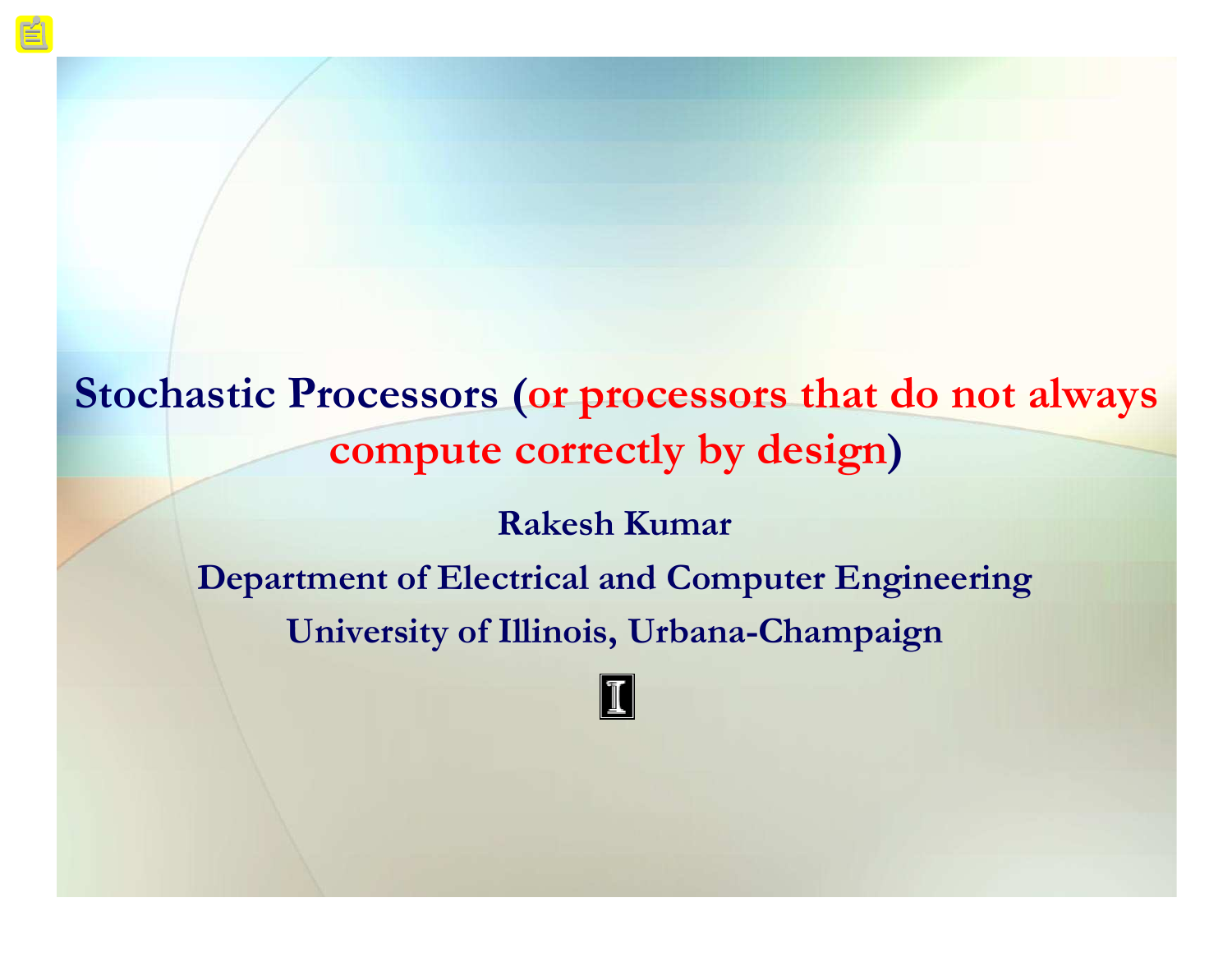# Stochastic Processors (or processors that do not always compute correctly by design)

**Rakesh Kumar**

**Department of Electrical and Computer Engineering**

**University of Illinois, Urbana-Champaign**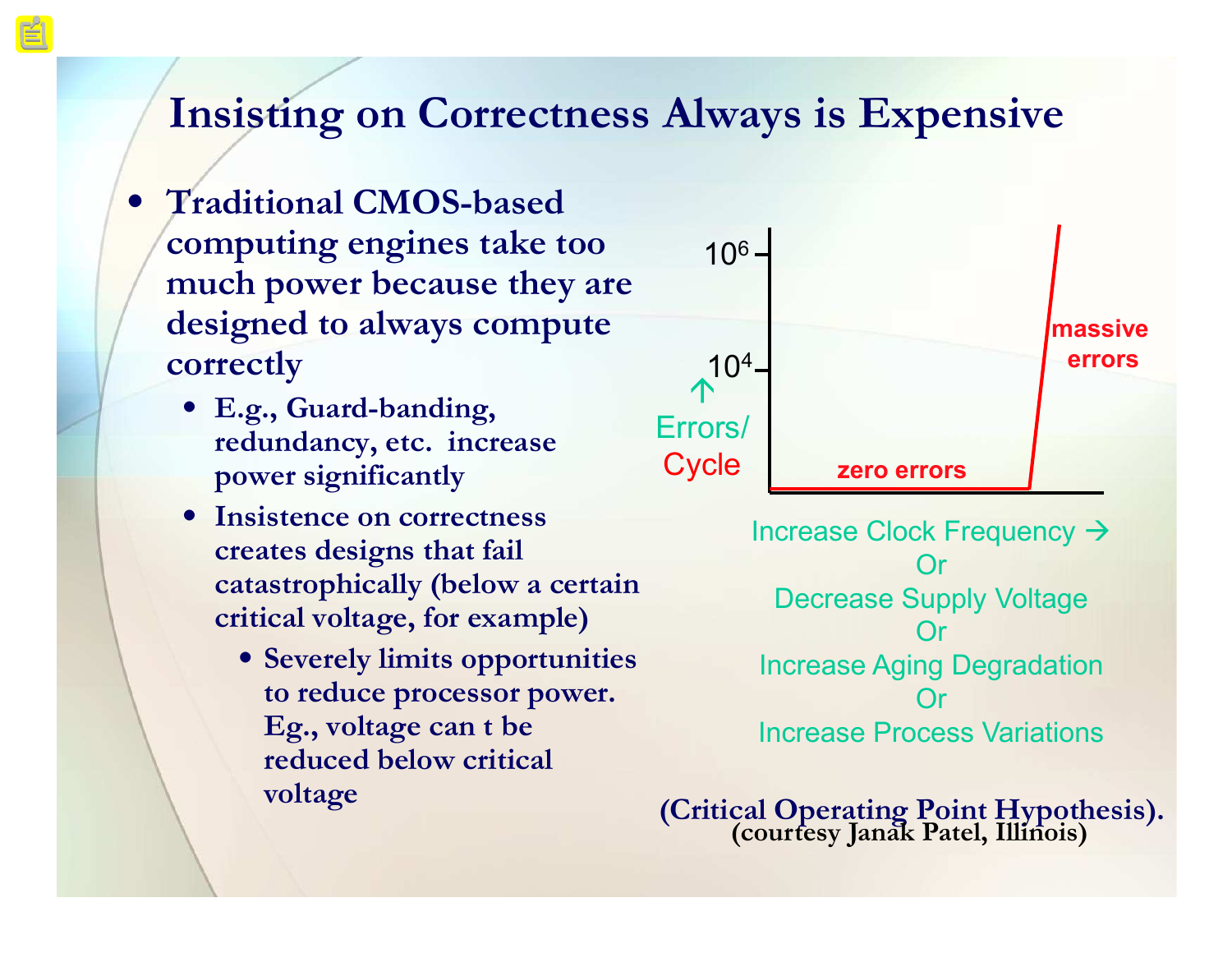# Insisting on Correctness Always is Expensive

- **Traditional CMOS-based computing engines take too much power because they are designed to always compute correctly**
  - **E.g., Guard-banding, redundancy, etc. increase power significantly**
  - **Insistence on correctness creates designs that fail catastrophically (below a certain critical voltage, for example)**
    - **Severely limits opportunities to reduce processor power. Eg., voltage can t be reduced below critical voltage**

$10^6$

$10^4$

↑ Errors/ Cycle

massive errors

zero errors

Increase Clock Frequency →
Or
Decrease Supply Voltage
Or
Increase Aging Degradation
Or
Increase Process Variations

**(Critical Operating Point Hypothesis).**
**(courtesy Janak Patel, Illinois)**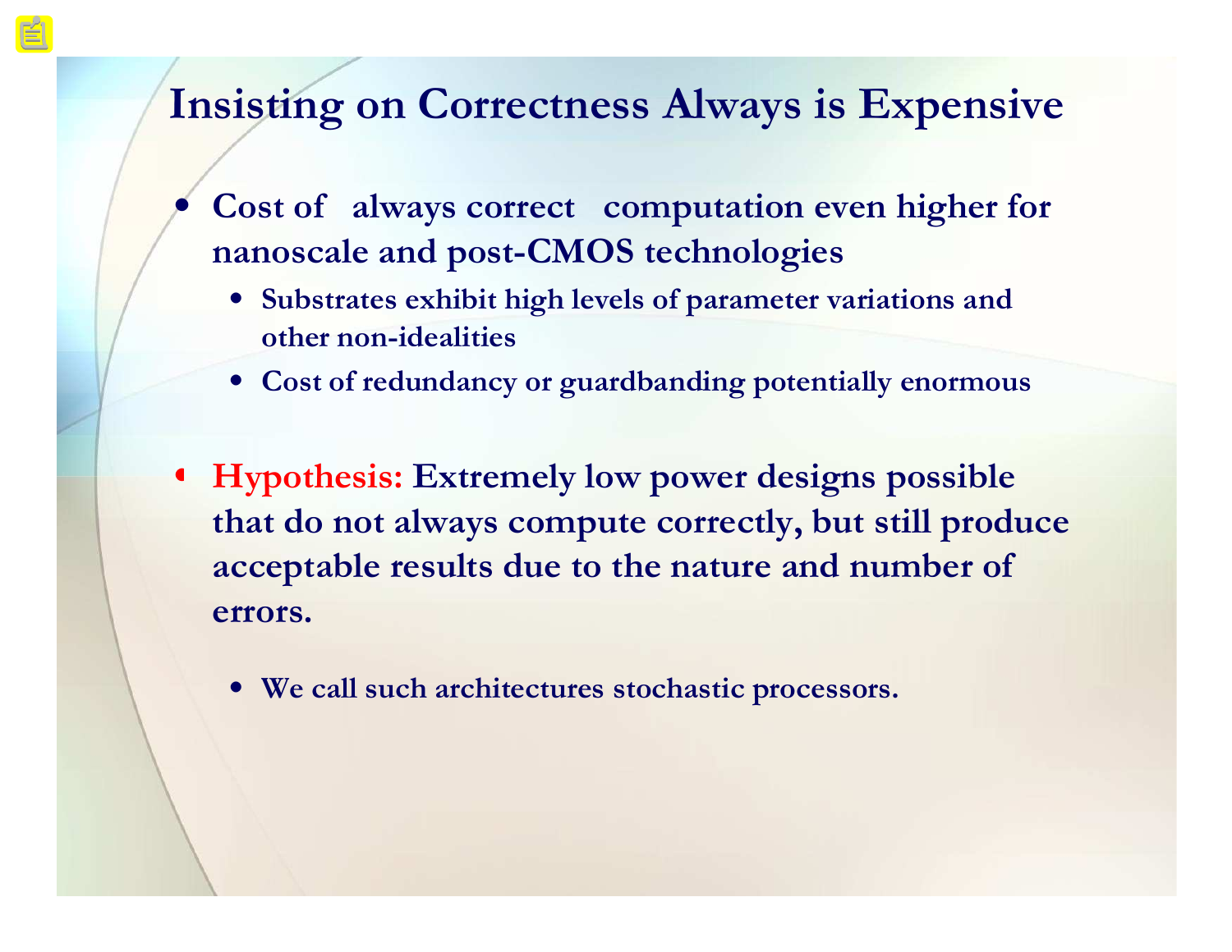# Insisting on Correctness Always is Expensive

- Cost of always correct computation even higher for nanoscale and post-CMOS technologies
  - Substrates exhibit high levels of parameter variations and other non-idealities
  - Cost of redundancy or guardbanding potentially enormous

- **Hypothesis:** Extremely low power designs possible that do not always compute correctly, but still produce acceptable results due to the nature and number of errors.
  - We call such architectures stochastic processors.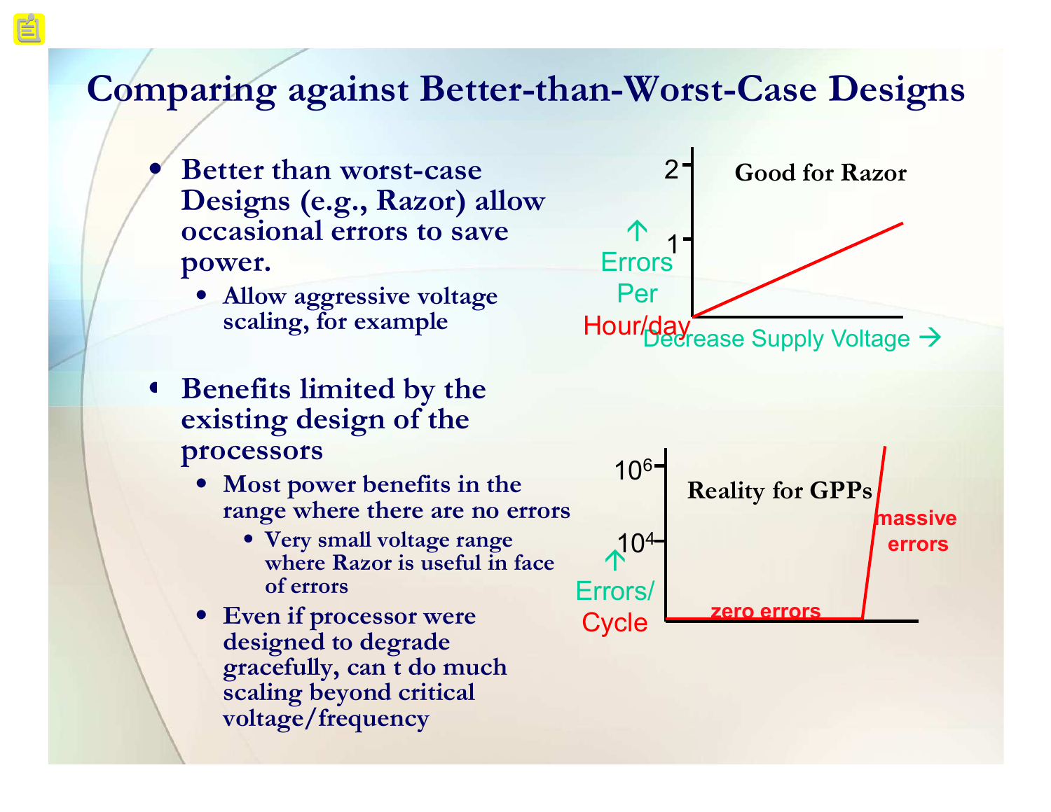# Comparing against Better-than-Worst-Case Designs

- Better than worst-case Designs (e.g., Razor) allow occasional errors to save power.
  - Allow aggressive voltage scaling, for example

- Benefits limited by the existing design of the processors
  - Most power benefits in the range where there are no errors
    - Very small voltage range where Razor is useful in face of errors
  - Even if processor were designed to degrade gracefully, can t do much scaling beyond critical voltage/frequency

Good for Razor

↑ Errors Per Hour/day

2

1

Decrease Supply Voltage →

Reality for GPPs

↑ Errors/ Cycle

$10^6$

$10^4$

zero errors

massive errors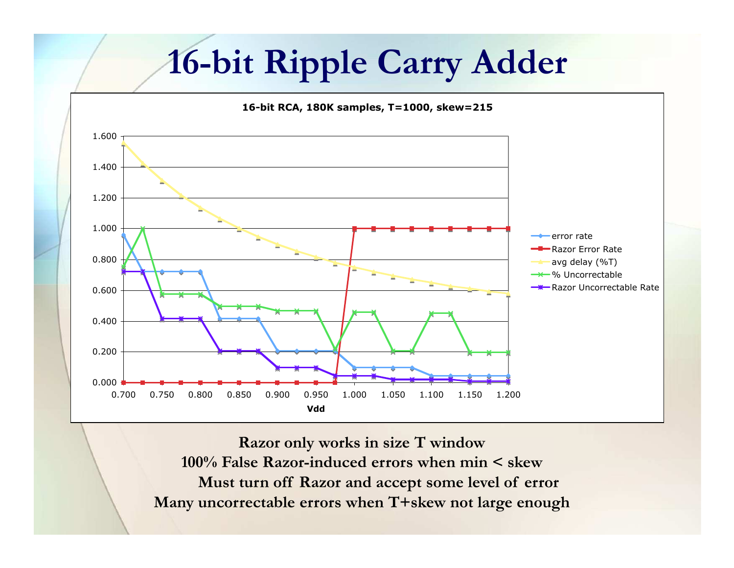# 16-bit Ripple Carry Adder

**16-bit RCA, 180K samples, T=1000, skew=215**

**Razor only works in size T window**

**100% False Razor-induced errors when min < skew**

**Must turn off Razor and accept some level of error**

**Many uncorrectable errors when T+skew not large enough**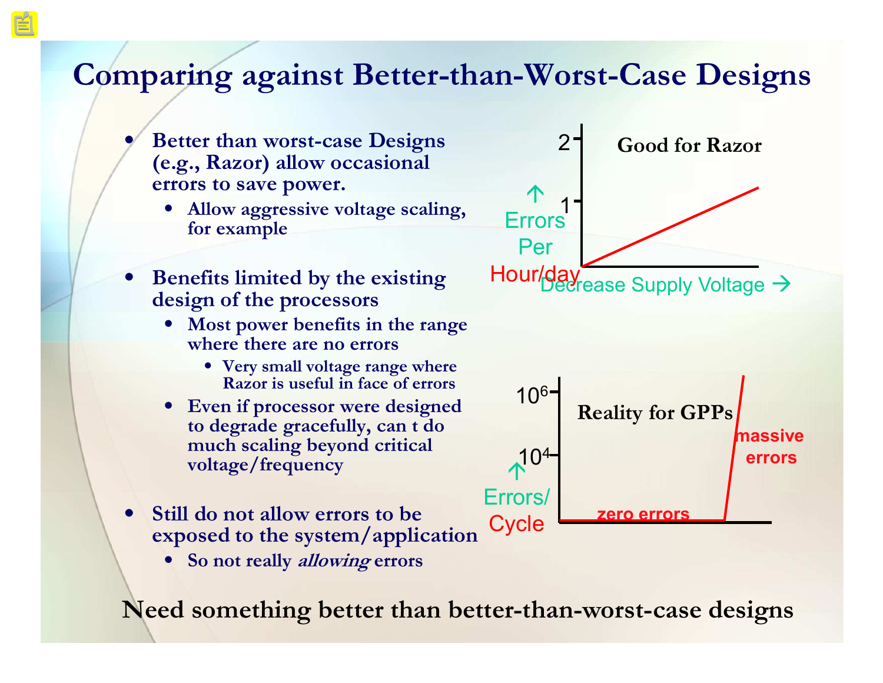# Comparing against Better-than-Worst-Case Designs

- Better than worst-case Designs (e.g., Razor) allow occasional errors to save power.
  - Allow aggressive voltage scaling, for example
- Benefits limited by the existing design of the processors
  - Most power benefits in the range where there are no errors
    - Very small voltage range where Razor is useful in face of errors
  - Even if processor were designed to degrade gracefully, can t do much scaling beyond critical voltage/frequency
- Still do not allow errors to be exposed to the system/application
  - So not really *allowing* errors

Good for Razor

↑ Errors Per Hour/day

Decrease Supply Voltage →

Reality for GPPs

↑ Errors/ Cycle

zero errors

massive errors

**Need something better than better-than-worst-case designs**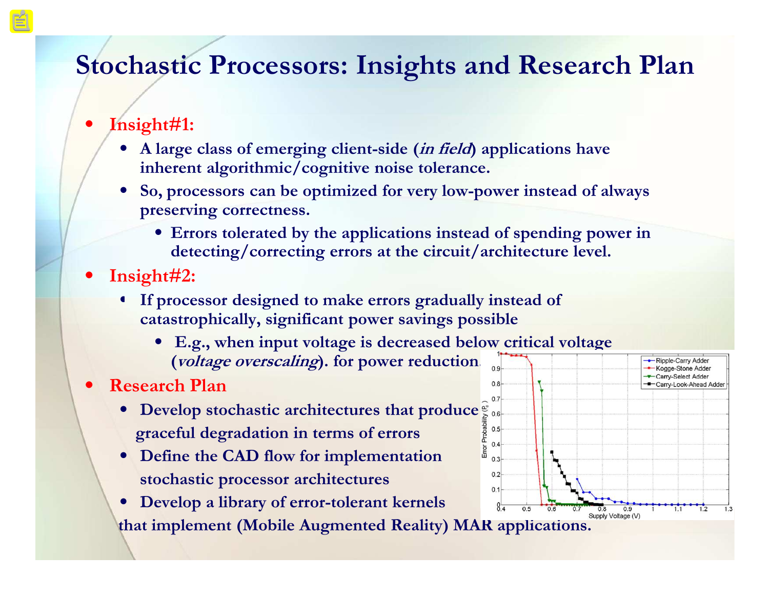# Stochastic Processors: Insights and Research Plan

- **Insight#1:**
  - **A large class of emerging client-side (*in field*) applications have inherent algorithmic/cognitive noise tolerance.**
  - **So, processors can be optimized for very low-power instead of always preserving correctness.**
    - **Errors tolerated by the applications instead of spending power in detecting/correcting errors at the circuit/architecture level.**
- **Insight#2:**
  - **If processor designed to make errors gradually instead of catastrophically, significant power savings possible**
    - **E.g., when input voltage is decreased below critical voltage (*voltage overscaling*). for power reduction.**
- **Research Plan**
  - **Develop stochastic architectures that produce graceful degradation in terms of errors**
  - **Define the CAD flow for implementation stochastic processor architectures**
  - **Develop a library of error-tolerant kernels that implement (Mobile Augmented Reality) MAR applications.**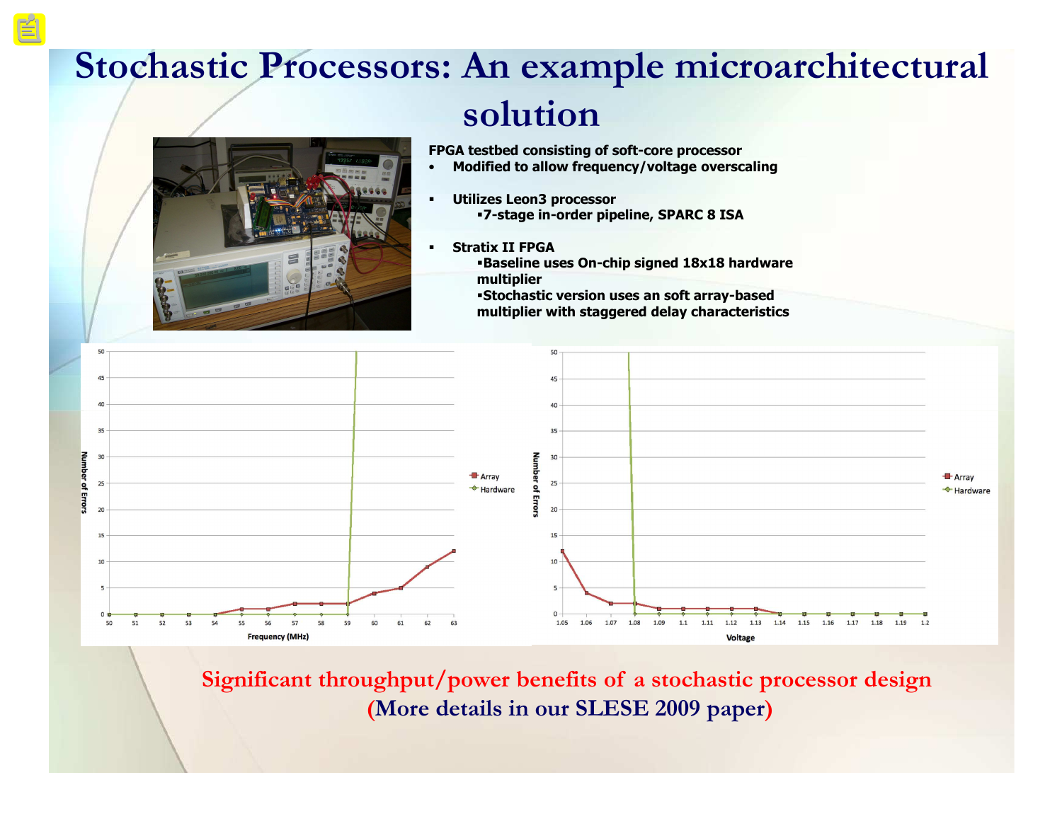# Stochastic Processors: An example microarchitectural solution

**FPGA testbed consisting of soft-core processor**

- **Modified to allow frequency/voltage overscaling**

- **Utilizes Leon3 processor**
  - **7-stage in-order pipeline, SPARC 8 ISA**

- **Stratix II FPGA**
  - **Baseline uses On-chip signed 18x18 hardware multiplier**
  - **Stochastic version uses an soft array-based multiplier with staggered delay characteristics**

**Significant throughput/power benefits of a stochastic processor design**

**(More details in our SLESE 2009 paper)**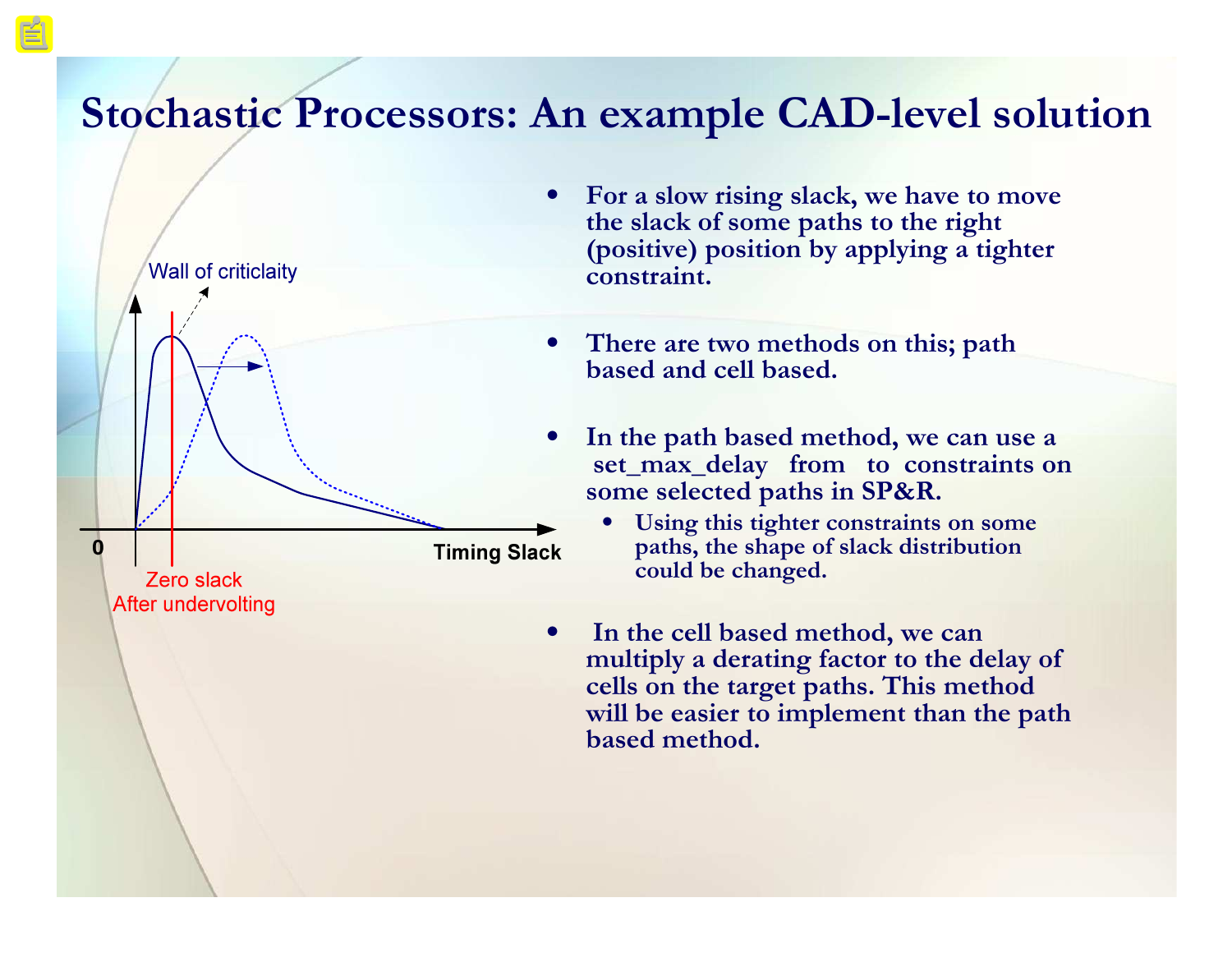# Stochastic Processors: An example CAD-level solution

Wall of criticlaity

0

Timing Slack

Zero slack
After undervolting

- For a slow rising slack, we have to move the slack of some paths to the right (positive) position by applying a tighter constraint.
- There are two methods on this; path based and cell based.
- In the path based method, we can use a set_max_delay from to constraints on some selected paths in SP&R.
  - Using this tighter constraints on some paths, the shape of slack distribution could be changed.
- In the cell based method, we can multiply a derating factor to the delay of cells on the target paths. This method will be easier to implement than the path based method.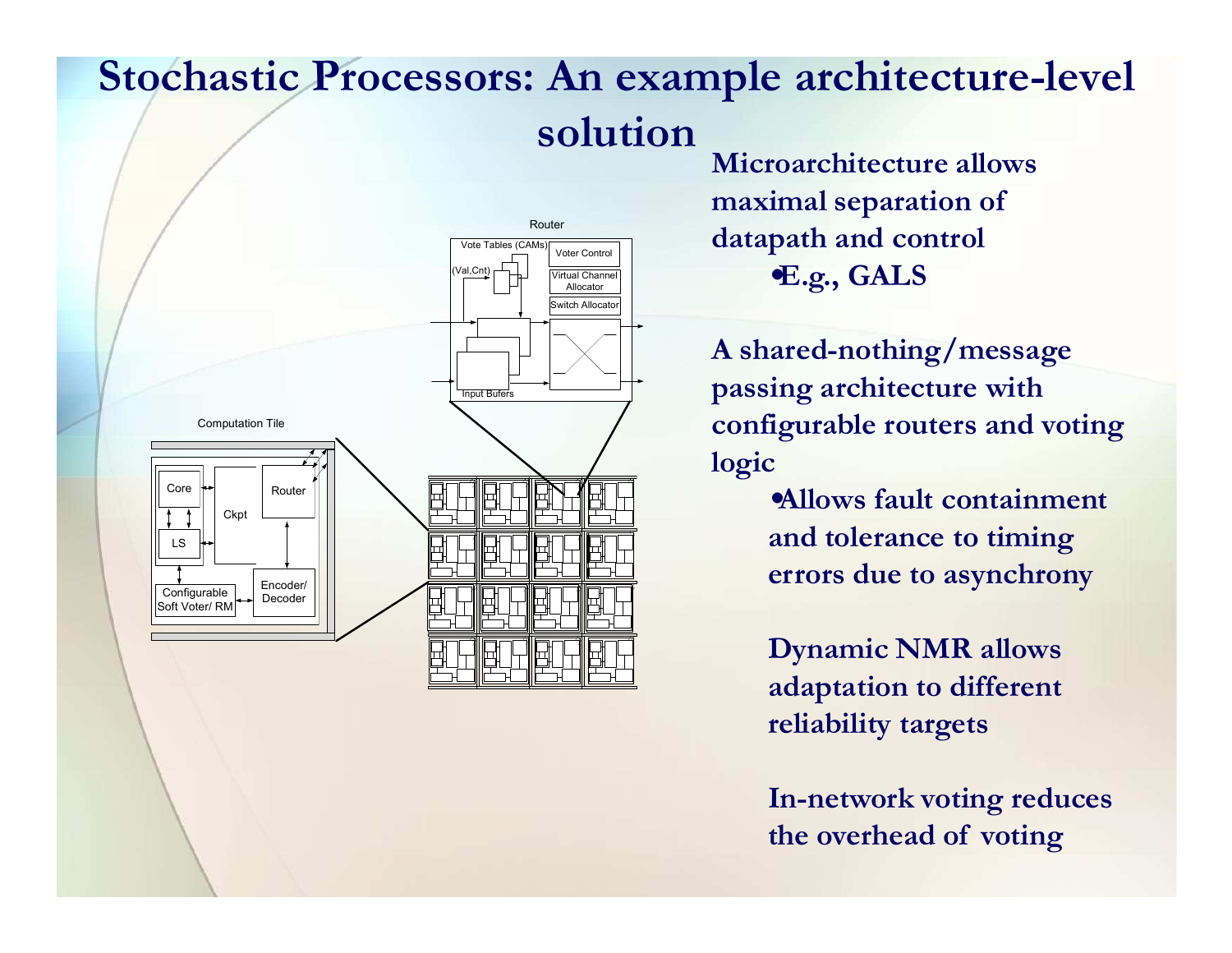# Stochastic Processors: An example architecture-level solution

Microarchitecture allows maximal separation of datapath and control

- E.g., GALS

A shared-nothing/message passing architecture with configurable routers and voting logic

- Allows fault containment and tolerance to timing errors due to asynchrony

Dynamic NMR allows adaptation to different reliability targets

In-network voting reduces the overhead of voting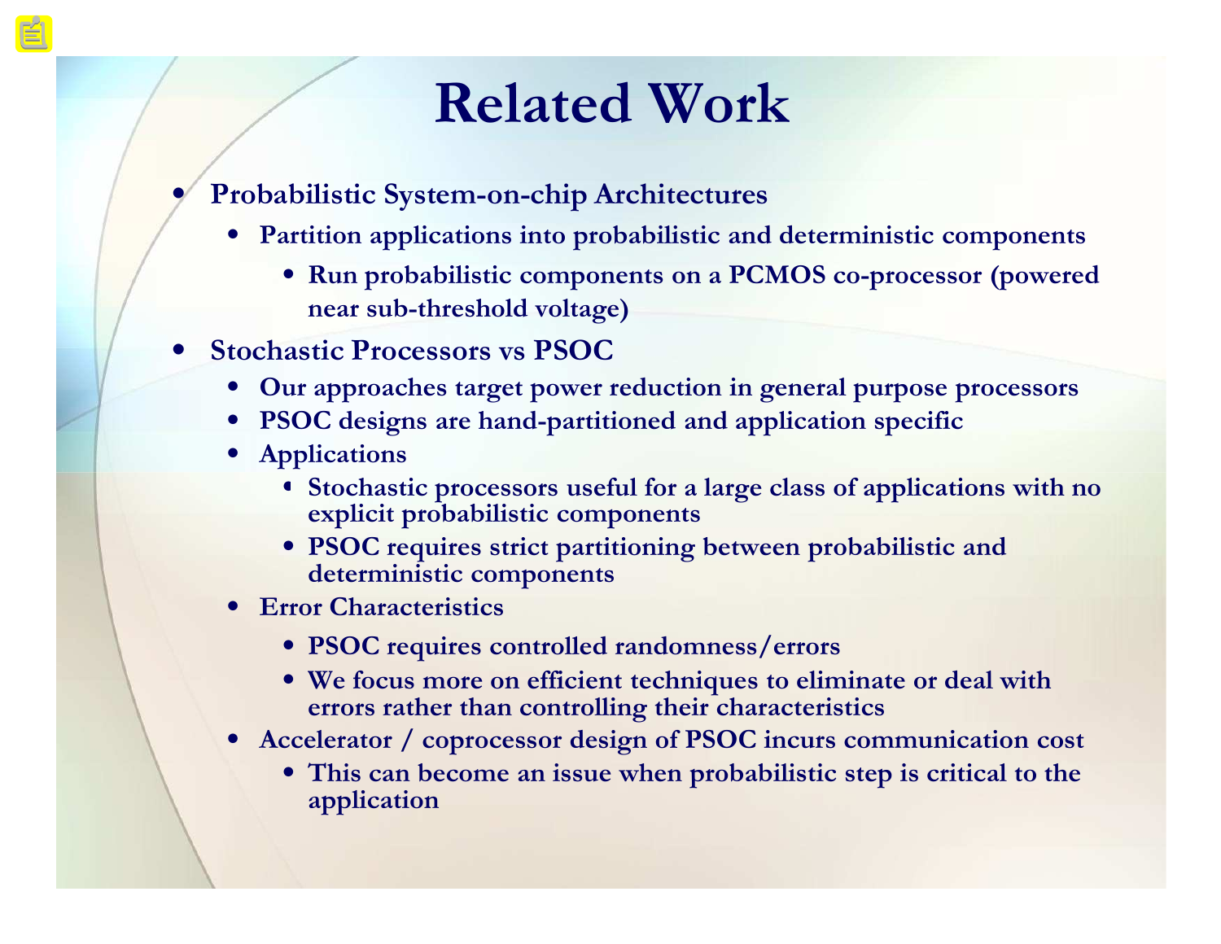# Related Work

- Probabilistic System-on-chip Architectures
  - Partition applications into probabilistic and deterministic components
    - Run probabilistic components on a PCMOS co-processor (powered near sub-threshold voltage)
- Stochastic Processors vs PSOC
  - Our approaches target power reduction in general purpose processors
  - PSOC designs are hand-partitioned and application specific
  - Applications
    - Stochastic processors useful for a large class of applications with no explicit probabilistic components
    - PSOC requires strict partitioning between probabilistic and deterministic components
  - Error Characteristics
    - PSOC requires controlled randomness/errors
    - We focus more on efficient techniques to eliminate or deal with errors rather than controlling their characteristics
  - Accelerator / coprocessor design of PSOC incurs communication cost
    - This can become an issue when probabilistic step is critical to the application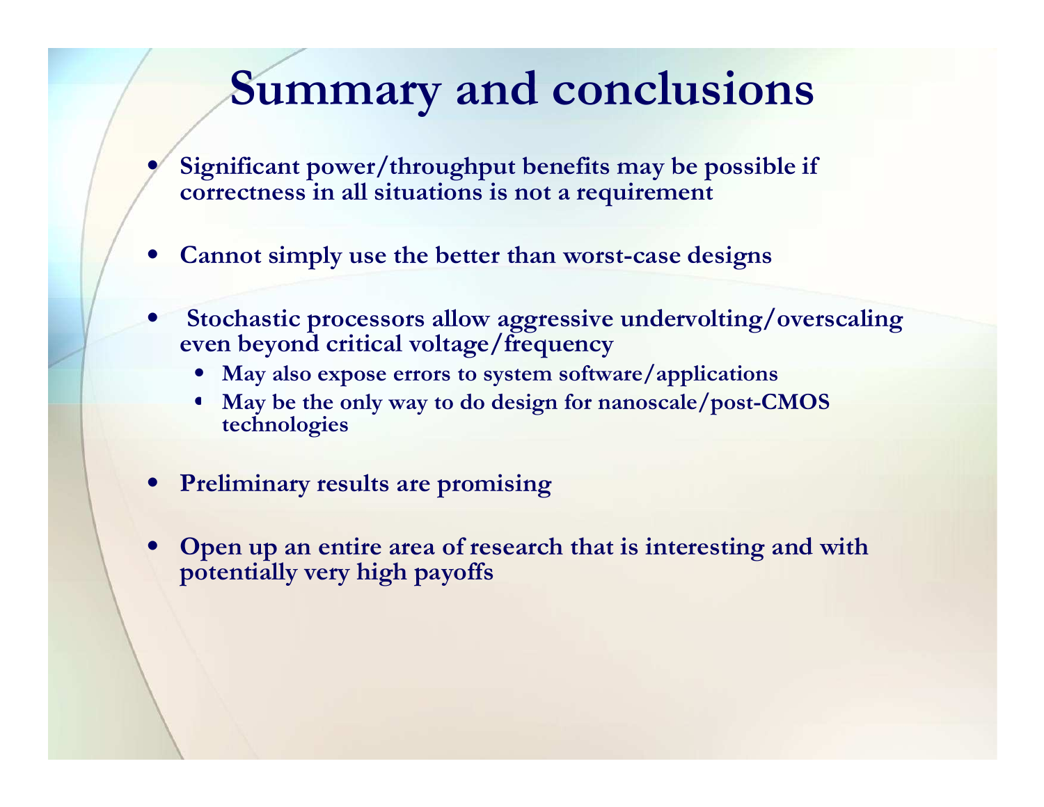# Summary and conclusions

- Significant power/throughput benefits may be possible if correctness in all situations is not a requirement
- Cannot simply use the better than worst-case designs
- Stochastic processors allow aggressive undervolting/overscaling even beyond critical voltage/frequency
  - May also expose errors to system software/applications
  - May be the only way to do design for nanoscale/post-CMOS technologies
- Preliminary results are promising
- Open up an entire area of research that is interesting and with potentially very high payoffs